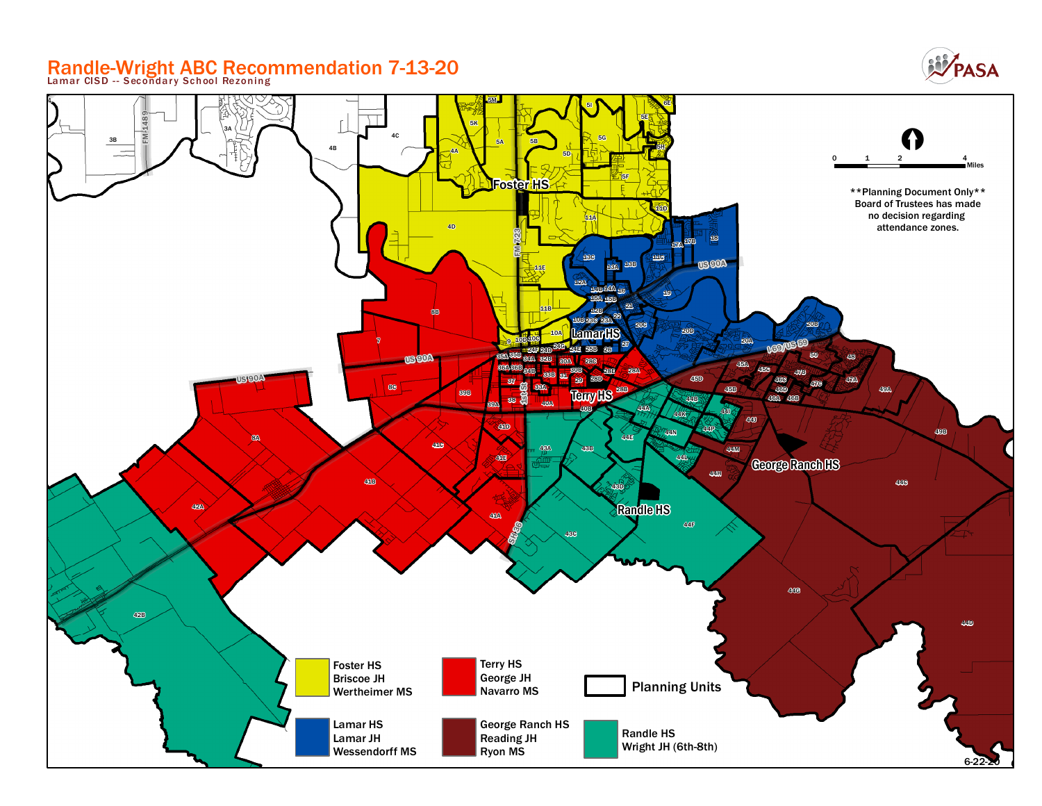# Randle-Wright ABC Recommendation 7-13-20

Lamar CISD -- Secondary School Rezoning

**Planning Document Only** Board of Trustees has made no decision regarding attendance zones.

| Zone | Schools |
| --- | --- |
| Yellow | Foster HS, Briscoe JH, Wertheimer MS |
| Blue | Lamar HS, Lamar JH, Wessendorff MS |
| Red | Terry HS, George JH, Navarro MS |
| Dark Red | George Ranch HS, Reading JH, Ryon MS |
| Teal | Randle HS, Wright JH (6th-8th) |
| Outline | Planning Units |

6-22-20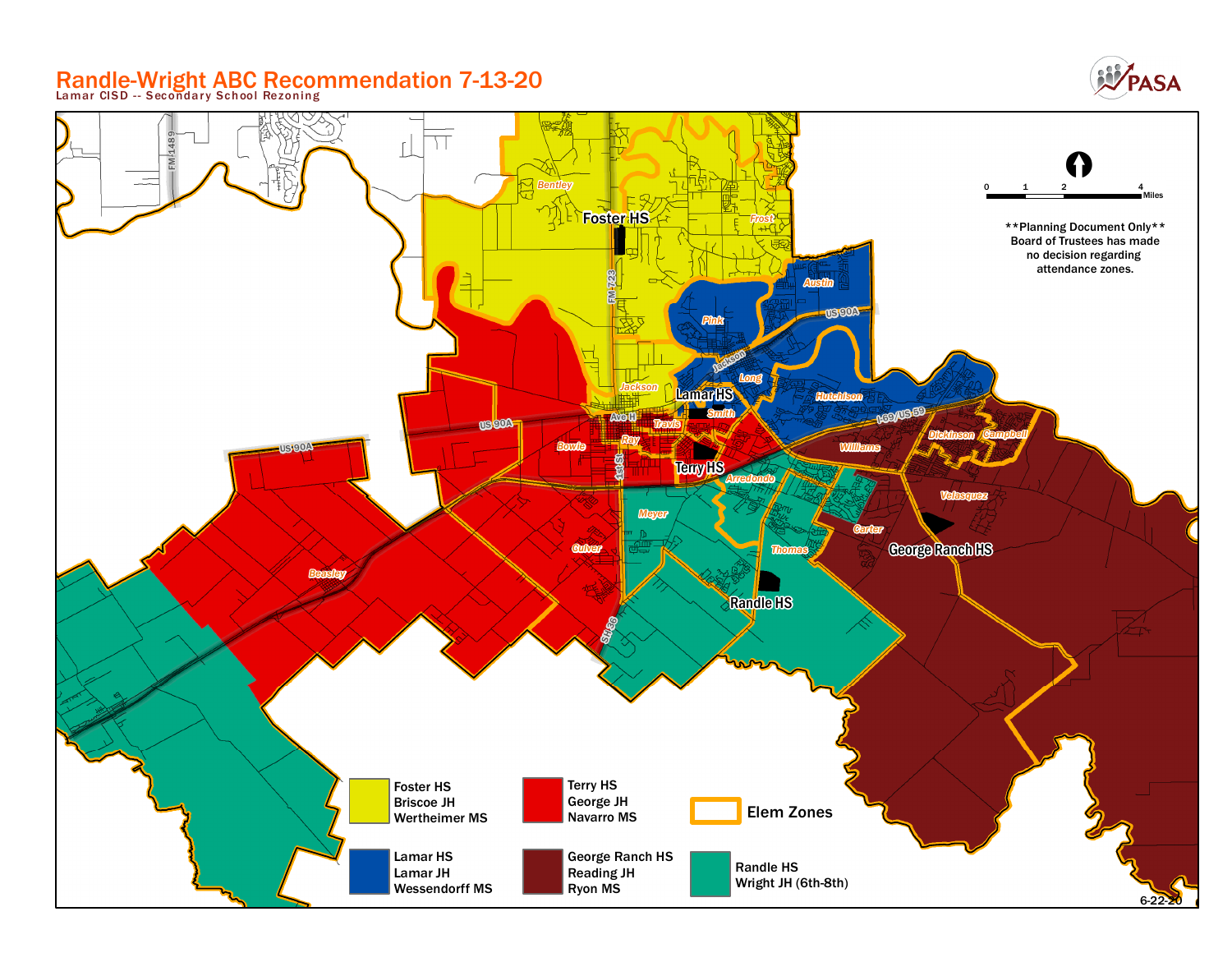# Randle-Wright ABC Recommendation 7-13-20

Lamar CISD -- Secondary School Rezoning

**Planning Document Only**
Board of Trustees has made no decision regarding attendance zones.

| | |
|---|---|
| Foster HS / Briscoe JH / Wertheimer MS | Terry HS / George JH / Navarro MS |
| Lamar HS / Lamar JH / Wessendorff MS | George Ranch HS / Reading JH / Ryon MS |
| Randle HS / Wright JH (6th-8th) | Elem Zones |

6-22-20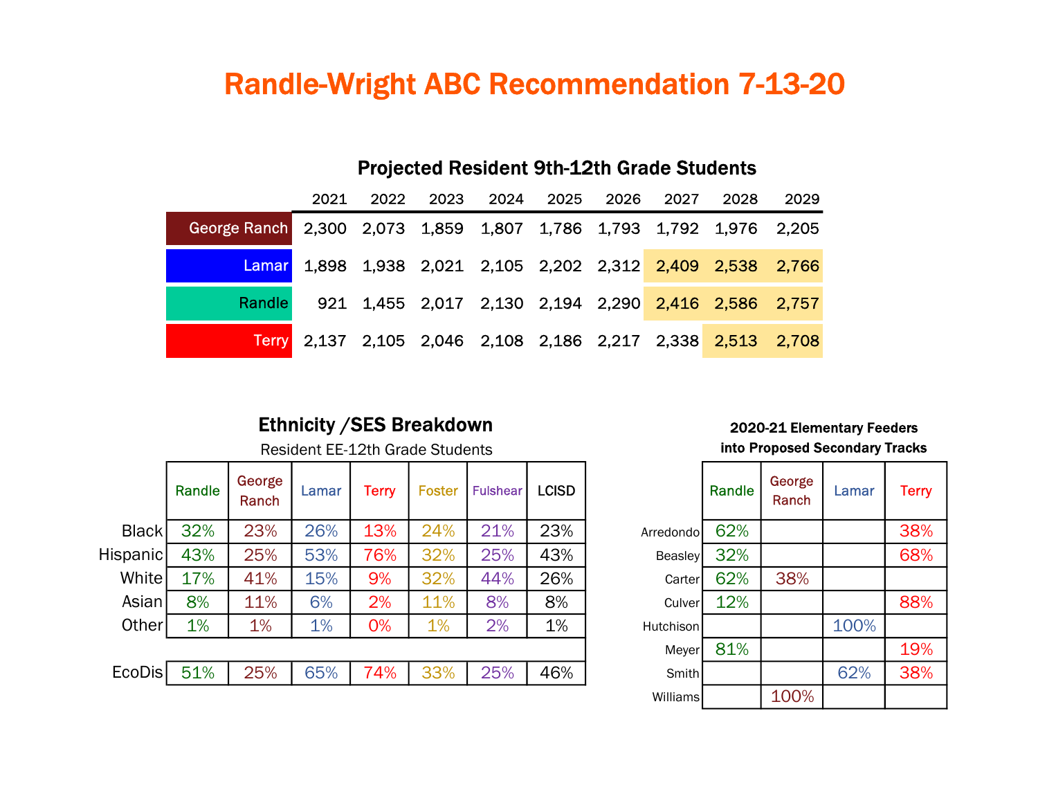# Randle-Wright ABC Recommendation 7-13-20

## Projected Resident 9th-12th Grade Students

| | 2021 | 2022 | 2023 | 2024 | 2025 | 2026 | 2027 | 2028 | 2029 |
|---|---|---|---|---|---|---|---|---|---|
| George Ranch | 2,300 | 2,073 | 1,859 | 1,807 | 1,786 | 1,793 | 1,792 | 1,976 | 2,205 |
| Lamar | 1,898 | 1,938 | 2,021 | 2,105 | 2,202 | 2,312 | 2,409 | 2,538 | 2,766 |
| Randle | 921 | 1,455 | 2,017 | 2,130 | 2,194 | 2,290 | 2,416 | 2,586 | 2,757 |
| Terry | 2,137 | 2,105 | 2,046 | 2,108 | 2,186 | 2,217 | 2,338 | 2,513 | 2,708 |

## Ethnicity /SES Breakdown

Resident EE-12th Grade Students

| | Randle | George Ranch | Lamar | Terry | Foster | Fulshear | LCISD |
|---|---|---|---|---|---|---|---|
| Black | 32% | 23% | 26% | 13% | 24% | 21% | 23% |
| Hispanic | 43% | 25% | 53% | 76% | 32% | 25% | 43% |
| White | 17% | 41% | 15% | 9% | 32% | 44% | 26% |
| Asian | 8% | 11% | 6% | 2% | 11% | 8% | 8% |
| Other | 1% | 1% | 1% | 0% | 1% | 2% | 1% |
| | | | | | | | |
| EcoDis | 51% | 25% | 65% | 74% | 33% | 25% | 46% |

## 2020-21 Elementary Feeders into Proposed Secondary Tracks

| | Randle | George Ranch | Lamar | Terry |
|---|---|---|---|---|
| Arredondo | 62% | | | 38% |
| Beasley | 32% | | | 68% |
| Carter | 62% | 38% | | |
| Culver | 12% | | | 88% |
| Hutchison | | | 100% | |
| Meyer | 81% | | | 19% |
| Smith | | | 62% | 38% |
| Williams | | 100% | | |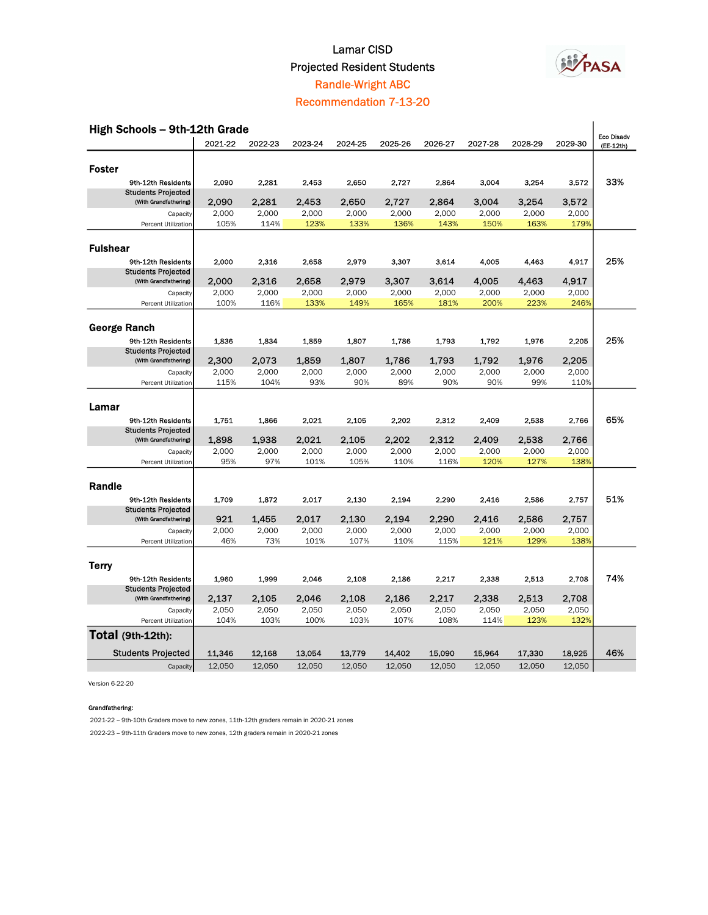# Lamar CISD

## Projected Resident Students

## Randle-Wright ABC

## Recommendation 7-13-20

### High Schools – 9th-12th Grade

| | 2021-22 | 2022-23 | 2023-24 | 2024-25 | 2025-26 | 2026-27 | 2027-28 | 2028-29 | 2029-30 | Eco Disadv (EE-12th) |
|---|---|---|---|---|---|---|---|---|---|---|
| **Foster** | | | | | | | | | | |
| 9th-12th Residents | 2,090 | 2,281 | 2,453 | 2,650 | 2,727 | 2,864 | 3,004 | 3,254 | 3,572 | 33% |
| Students Projected (With Grandfathering) | 2,090 | 2,281 | 2,453 | 2,650 | 2,727 | 2,864 | 3,004 | 3,254 | 3,572 | |
| Capacity | 2,000 | 2,000 | 2,000 | 2,000 | 2,000 | 2,000 | 2,000 | 2,000 | 2,000 | |
| Percent Utilization | 105% | 114% | 123% | 133% | 136% | 143% | 150% | 163% | 179% | |
| **Fulshear** | | | | | | | | | | |
| 9th-12th Residents | 2,000 | 2,316 | 2,658 | 2,979 | 3,307 | 3,614 | 4,005 | 4,463 | 4,917 | 25% |
| Students Projected (With Grandfathering) | 2,000 | 2,316 | 2,658 | 2,979 | 3,307 | 3,614 | 4,005 | 4,463 | 4,917 | |
| Capacity | 2,000 | 2,000 | 2,000 | 2,000 | 2,000 | 2,000 | 2,000 | 2,000 | 2,000 | |
| Percent Utilization | 100% | 116% | 133% | 149% | 165% | 181% | 200% | 223% | 246% | |
| **George Ranch** | | | | | | | | | | |
| 9th-12th Residents | 1,836 | 1,834 | 1,859 | 1,807 | 1,786 | 1,793 | 1,792 | 1,976 | 2,205 | 25% |
| Students Projected (With Grandfathering) | 2,300 | 2,073 | 1,859 | 1,807 | 1,786 | 1,793 | 1,792 | 1,976 | 2,205 | |
| Capacity | 2,000 | 2,000 | 2,000 | 2,000 | 2,000 | 2,000 | 2,000 | 2,000 | 2,000 | |
| Percent Utilization | 115% | 104% | 93% | 90% | 89% | 90% | 90% | 99% | 110% | |
| **Lamar** | | | | | | | | | | |
| 9th-12th Residents | 1,751 | 1,866 | 2,021 | 2,105 | 2,202 | 2,312 | 2,409 | 2,538 | 2,766 | 65% |
| Students Projected (With Grandfathering) | 1,898 | 1,938 | 2,021 | 2,105 | 2,202 | 2,312 | 2,409 | 2,538 | 2,766 | |
| Capacity | 2,000 | 2,000 | 2,000 | 2,000 | 2,000 | 2,000 | 2,000 | 2,000 | 2,000 | |
| Percent Utilization | 95% | 97% | 101% | 105% | 110% | 116% | 120% | 127% | 138% | |
| **Randle** | | | | | | | | | | |
| 9th-12th Residents | 1,709 | 1,872 | 2,017 | 2,130 | 2,194 | 2,290 | 2,416 | 2,586 | 2,757 | 51% |
| Students Projected (With Grandfathering) | 921 | 1,455 | 2,017 | 2,130 | 2,194 | 2,290 | 2,416 | 2,586 | 2,757 | |
| Capacity | 2,000 | 2,000 | 2,000 | 2,000 | 2,000 | 2,000 | 2,000 | 2,000 | 2,000 | |
| Percent Utilization | 46% | 73% | 101% | 107% | 110% | 115% | 121% | 129% | 138% | |
| **Terry** | | | | | | | | | | |
| 9th-12th Residents | 1,960 | 1,999 | 2,046 | 2,108 | 2,186 | 2,217 | 2,338 | 2,513 | 2,708 | 74% |
| Students Projected (With Grandfathering) | 2,137 | 2,105 | 2,046 | 2,108 | 2,186 | 2,217 | 2,338 | 2,513 | 2,708 | |
| Capacity | 2,050 | 2,050 | 2,050 | 2,050 | 2,050 | 2,050 | 2,050 | 2,050 | 2,050 | |
| Percent Utilization | 104% | 103% | 100% | 103% | 107% | 108% | 114% | 123% | 132% | |
| **Total (9th-12th):** | | | | | | | | | | |
| Students Projected | 11,346 | 12,168 | 13,054 | 13,779 | 14,402 | 15,090 | 15,964 | 17,330 | 18,925 | 46% |
| Capacity | 12,050 | 12,050 | 12,050 | 12,050 | 12,050 | 12,050 | 12,050 | 12,050 | 12,050 | |

Version 6-22-20

**Grandfathering:**

2021-22 – 9th-10th Graders move to new zones, 11th-12th graders remain in 2020-21 zones

2022-23 – 9th-11th Graders move to new zones, 12th graders remain in 2020-21 zones